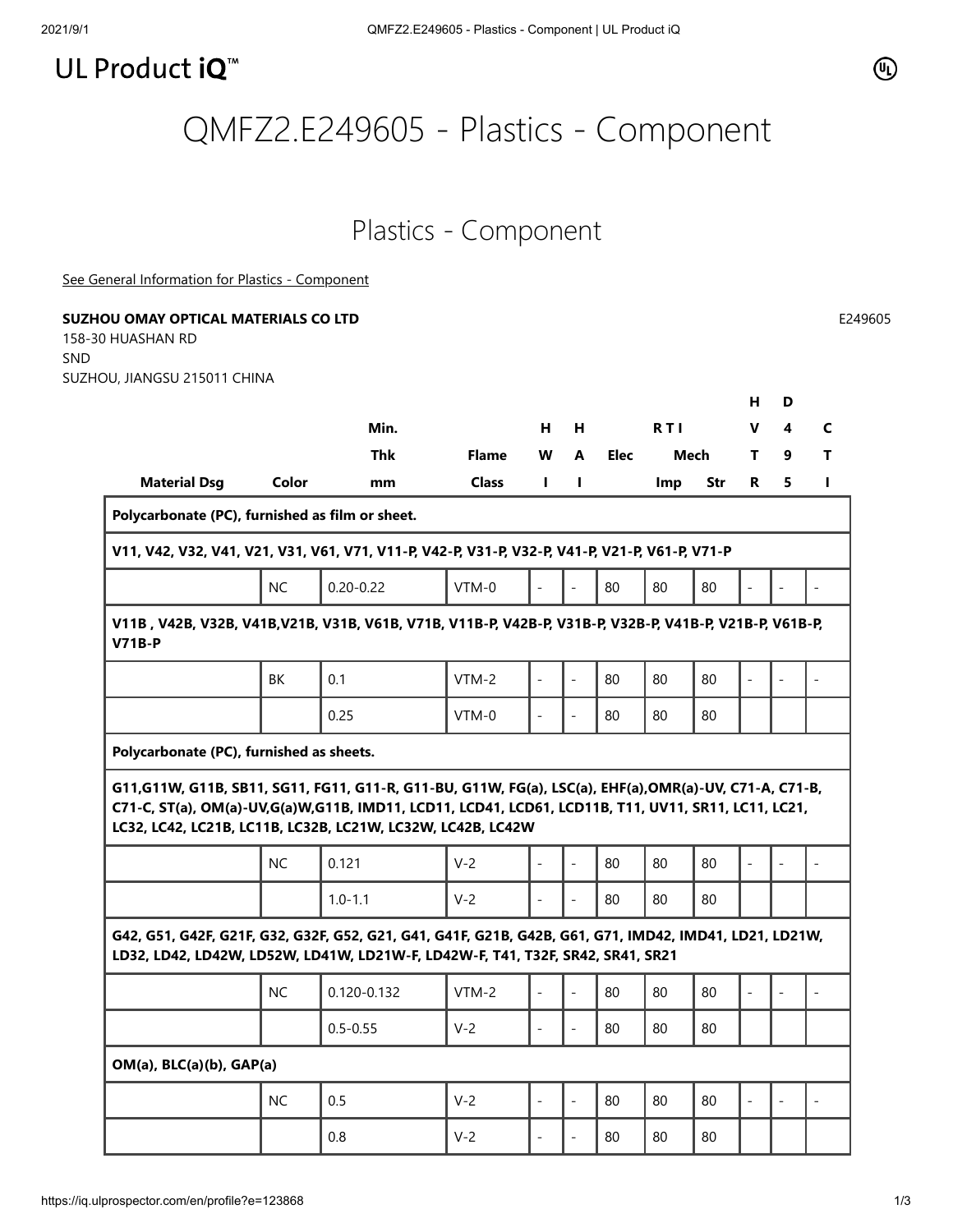UL Product iQ™

# QMFZ2.E249605 - Plastics - Component

## Plastics - Component

See General Information for Plastics - Component

**SUZHOU OMAY OPTICAL MATERIALS CO LTD**

E249605

158-30 HUASHAN RD
SND
SUZHOU, JIANGSU 215011 CHINA

| Material Dsg | Color | Min. Thk mm | Flame Class | HWI | HAI | RTI Elec | RTI Mech Imp | RTI Mech Str | HVTR | D495 | CTI |
|---|---|---|---|---|---|---|---|---|---|---|---|
| **Polycarbonate (PC), furnished as film or sheet.** | | | | | | | | | | | |
| **V11, V42, V32, V41, V21, V31, V61, V71, V11-P, V42-P, V31-P, V32-P, V41-P, V21-P, V61-P, V71-P** | | | | | | | | | | | |
| | NC | 0.20-0.22 | VTM-0 | - | - | 80 | 80 | 80 | - | - | - |
| **V11B , V42B, V32B, V41B,V21B, V31B, V61B, V71B, V11B-P, V42B-P, V31B-P, V32B-P, V41B-P, V21B-P, V61B-P, V71B-P** | | | | | | | | | | | |
| | BK | 0.1 | VTM-2 | - | - | 80 | 80 | 80 | - | - | - |
| | | 0.25 | VTM-0 | - | - | 80 | 80 | 80 | | | |
| **Polycarbonate (PC), furnished as sheets.** | | | | | | | | | | | |
| **G11,G11W, G11B, SB11, SG11, FG11, G11-R, G11-BU, G11W, FG(a), LSC(a), EHF(a),OMR(a)-UV, C71-A, C71-B, C71-C, ST(a), OM(a)-UV,G(a)W,G11B, IMD11, LCD11, LCD41, LCD61, LCD11B, T11, UV11, SR11, LC11, LC21, LC32, LC42, LC21B, LC11B, LC32B, LC21W, LC32W, LC42B, LC42W** | | | | | | | | | | | |
| | NC | 0.121 | V-2 | - | - | 80 | 80 | 80 | - | - | - |
| | | 1.0-1.1 | V-2 | - | - | 80 | 80 | 80 | | | |
| **G42, G51, G42F, G21F, G32, G32F, G52, G21, G41, G41F, G21B, G42B, G61, G71, IMD42, IMD41, LD21, LD21W, LD32, LD42, LD42W, LD52W, LD41W, LD21W-F, LD42W-F, T41, T32F, SR42, SR41, SR21** | | | | | | | | | | | |
| | NC | 0.120-0.132 | VTM-2 | - | - | 80 | 80 | 80 | - | - | - |
| | | 0.5-0.55 | V-2 | - | - | 80 | 80 | 80 | | | |
| **OM(a), BLC(a)(b), GAP(a)** | | | | | | | | | | | |
| | NC | 0.5 | V-2 | - | - | 80 | 80 | 80 | - | - | - |
| | | 0.8 | V-2 | - | - | 80 | 80 | 80 | | | |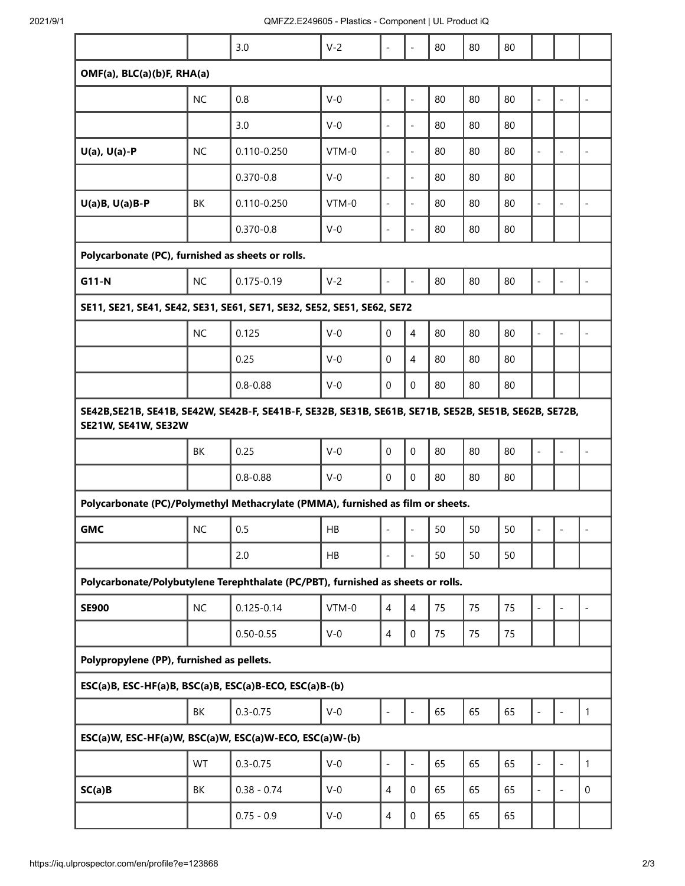| | | | | | | | | | | | |
|---|---|---|---|---|---|---|---|---|---|---|---|
| | | 3.0 | V-2 | - | - | 80 | 80 | 80 | | | |
| **OMF(a), BLC(a)(b)F, RHA(a)** | | | | | | | | | | | |
| | NC | 0.8 | V-0 | - | - | 80 | 80 | 80 | - | - | - |
| | | 3.0 | V-0 | - | - | 80 | 80 | 80 | | | |
| **U(a), U(a)-P** | NC | 0.110-0.250 | VTM-0 | - | - | 80 | 80 | 80 | - | - | - |
| | | 0.370-0.8 | V-0 | - | - | 80 | 80 | 80 | | | |
| **U(a)B, U(a)B-P** | BK | 0.110-0.250 | VTM-0 | - | - | 80 | 80 | 80 | - | - | - |
| | | 0.370-0.8 | V-0 | - | - | 80 | 80 | 80 | | | |
| **Polycarbonate (PC), furnished as sheets or rolls.** | | | | | | | | | | | |
| **G11-N** | NC | 0.175-0.19 | V-2 | - | - | 80 | 80 | 80 | - | - | - |
| **SE11, SE21, SE41, SE42, SE31, SE61, SE71, SE32, SE52, SE51, SE62, SE72** | | | | | | | | | | | |
| | NC | 0.125 | V-0 | 0 | 4 | 80 | 80 | 80 | - | - | - |
| | | 0.25 | V-0 | 0 | 4 | 80 | 80 | 80 | | | |
| | | 0.8-0.88 | V-0 | 0 | 0 | 80 | 80 | 80 | | | |
| **SE42B,SE21B, SE41B, SE42W, SE42B-F, SE41B-F, SE32B, SE31B, SE61B, SE71B, SE52B, SE51B, SE62B, SE72B, SE21W, SE41W, SE32W** | | | | | | | | | | | |
| | BK | 0.25 | V-0 | 0 | 0 | 80 | 80 | 80 | - | - | - |
| | | 0.8-0.88 | V-0 | 0 | 0 | 80 | 80 | 80 | | | |
| **Polycarbonate (PC)/Polymethyl Methacrylate (PMMA), furnished as film or sheets.** | | | | | | | | | | | |
| **GMC** | NC | 0.5 | HB | - | - | 50 | 50 | 50 | - | - | - |
| | | 2.0 | HB | - | - | 50 | 50 | 50 | | | |
| **Polycarbonate/Polybutylene Terephthalate (PC/PBT), furnished as sheets or rolls.** | | | | | | | | | | | |
| **SE900** | NC | 0.125-0.14 | VTM-0 | 4 | 4 | 75 | 75 | 75 | - | - | - |
| | | 0.50-0.55 | V-0 | 4 | 0 | 75 | 75 | 75 | | | |
| **Polypropylene (PP), furnished as pellets.** | | | | | | | | | | | |
| **ESC(a)B, ESC-HF(a)B, BSC(a)B, ESC(a)B-ECO, ESC(a)B-(b)** | | | | | | | | | | | |
| | BK | 0.3-0.75 | V-0 | - | - | 65 | 65 | 65 | - | - | 1 |
| **ESC(a)W, ESC-HF(a)W, BSC(a)W, ESC(a)W-ECO, ESC(a)W-(b)** | | | | | | | | | | | |
| | WT | 0.3-0.75 | V-0 | - | - | 65 | 65 | 65 | - | - | 1 |
| **SC(a)B** | BK | 0.38 - 0.74 | V-0 | 4 | 0 | 65 | 65 | 65 | - | - | 0 |
| | | 0.75 - 0.9 | V-0 | 4 | 0 | 65 | 65 | 65 | | | |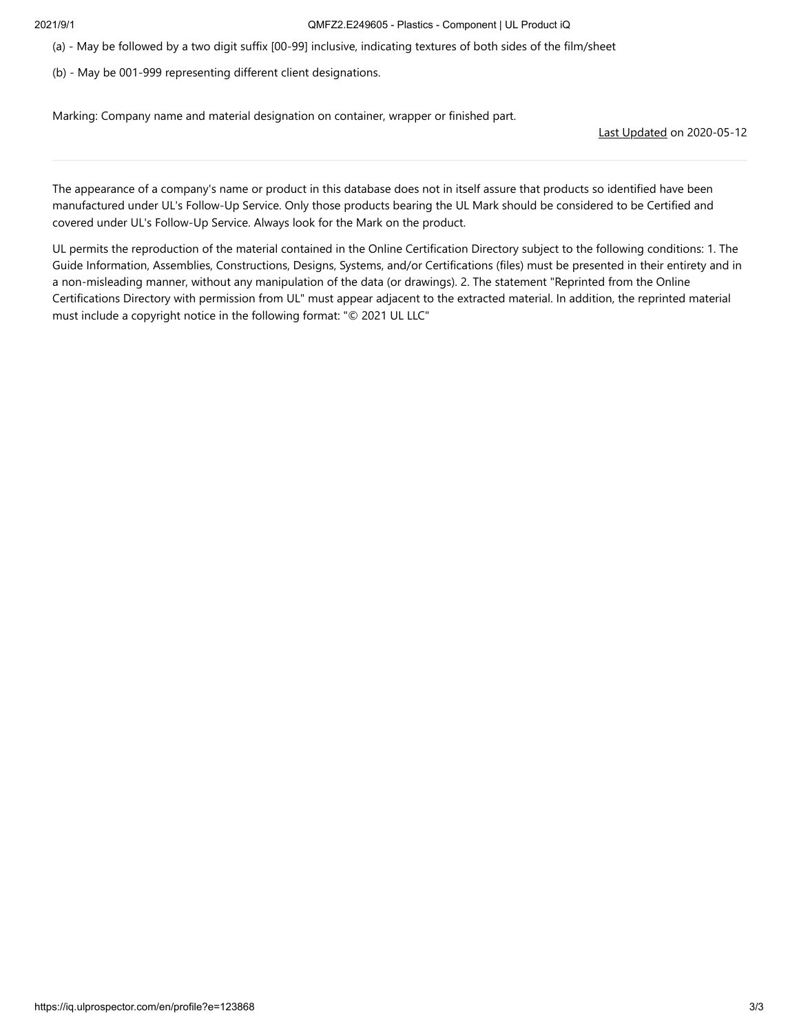(a) - May be followed by a two digit suffix [00-99] inclusive, indicating textures of both sides of the film/sheet

(b) - May be 001-999 representing different client designations.

Marking: Company name and material designation on container, wrapper or finished part.

Last Updated on 2020-05-12

---

The appearance of a company's name or product in this database does not in itself assure that products so identified have been manufactured under UL's Follow-Up Service. Only those products bearing the UL Mark should be considered to be Certified and covered under UL's Follow-Up Service. Always look for the Mark on the product.

UL permits the reproduction of the material contained in the Online Certification Directory subject to the following conditions: 1. The Guide Information, Assemblies, Constructions, Designs, Systems, and/or Certifications (files) must be presented in their entirety and in a non-misleading manner, without any manipulation of the data (or drawings). 2. The statement "Reprinted from the Online Certifications Directory with permission from UL" must appear adjacent to the extracted material. In addition, the reprinted material must include a copyright notice in the following format: "© 2021 UL LLC"